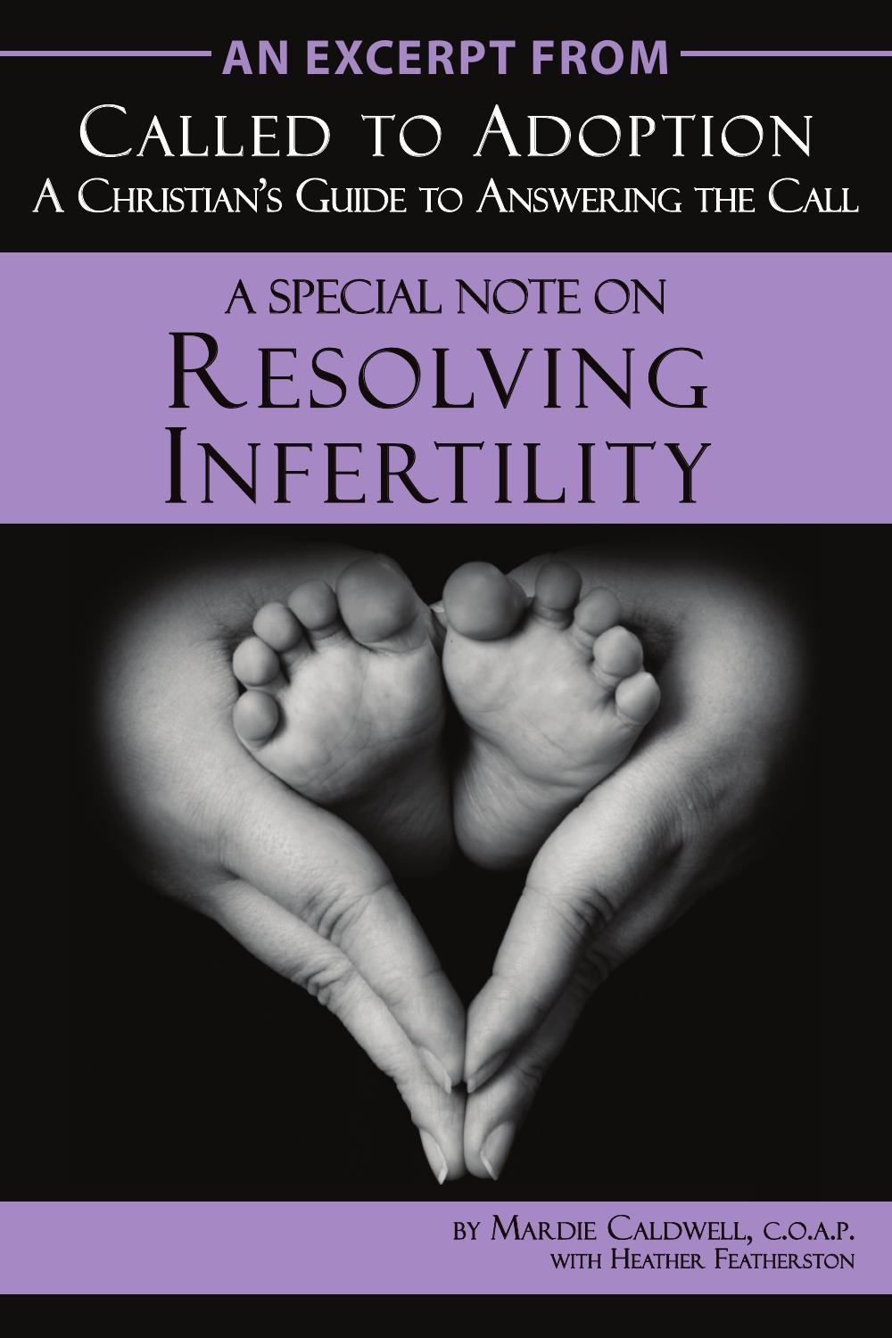AN EXCERPT FROM

# Called to Adoption

## A Christian's Guide to Answering the Call

## A Special Note on

# Resolving Infertility

by Mardie Caldwell, C.O.A.P.
with Heather Featherston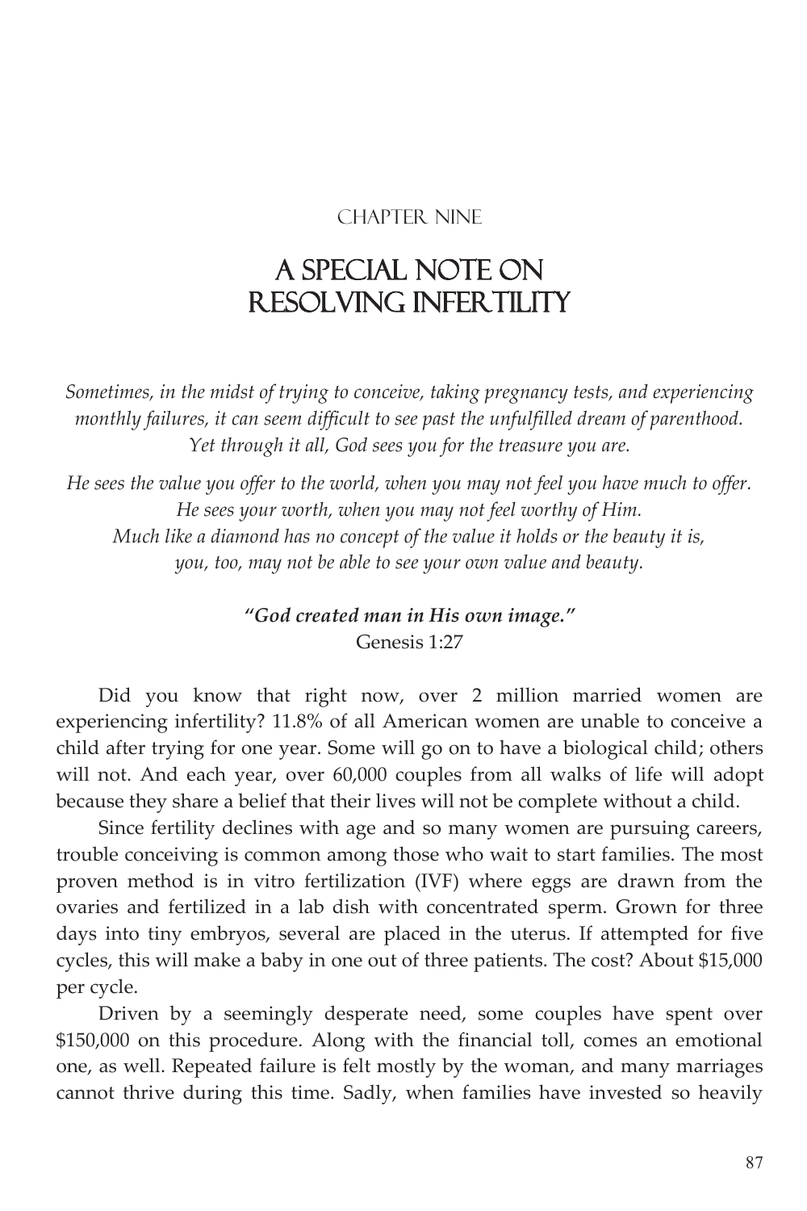Chapter Nine

# A Special Note on Resolving Infertility

*Sometimes, in the midst of trying to conceive, taking pregnancy tests, and experiencing monthly failures, it can seem difficult to see past the unfulfilled dream of parenthood. Yet through it all, God sees you for the treasure you are.*

*He sees the value you offer to the world, when you may not feel you have much to offer. He sees your worth, when you may not feel worthy of Him. Much like a diamond has no concept of the value it holds or the beauty it is, you, too, may not be able to see your own value and beauty.*

***"God created man in His own image."***
Genesis 1:27

Did you know that right now, over 2 million married women are experiencing infertility? 11.8% of all American women are unable to conceive a child after trying for one year. Some will go on to have a biological child; others will not. And each year, over 60,000 couples from all walks of life will adopt because they share a belief that their lives will not be complete without a child.

Since fertility declines with age and so many women are pursuing careers, trouble conceiving is common among those who wait to start families. The most proven method is in vitro fertilization (IVF) where eggs are drawn from the ovaries and fertilized in a lab dish with concentrated sperm. Grown for three days into tiny embryos, several are placed in the uterus. If attempted for five cycles, this will make a baby in one out of three patients. The cost? About $15,000 per cycle.

Driven by a seemingly desperate need, some couples have spent over $150,000 on this procedure. Along with the financial toll, comes an emotional one, as well. Repeated failure is felt mostly by the woman, and many marriages cannot thrive during this time. Sadly, when families have invested so heavily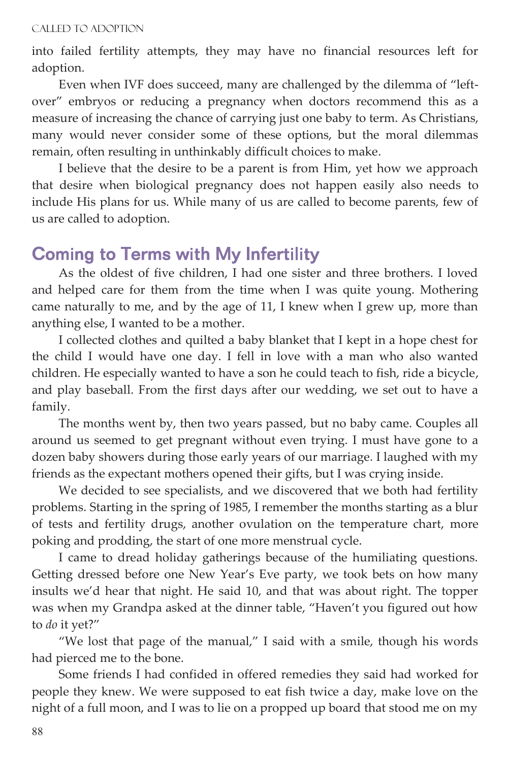into failed fertility attempts, they may have no financial resources left for adoption.

Even when IVF does succeed, many are challenged by the dilemma of "left-over" embryos or reducing a pregnancy when doctors recommend this as a measure of increasing the chance of carrying just one baby to term. As Christians, many would never consider some of these options, but the moral dilemmas remain, often resulting in unthinkably difficult choices to make.

I believe that the desire to be a parent is from Him, yet how we approach that desire when biological pregnancy does not happen easily also needs to include His plans for us. While many of us are called to become parents, few of us are called to adoption.

## Coming to Terms with My Infertility

As the oldest of five children, I had one sister and three brothers. I loved and helped care for them from the time when I was quite young. Mothering came naturally to me, and by the age of 11, I knew when I grew up, more than anything else, I wanted to be a mother.

I collected clothes and quilted a baby blanket that I kept in a hope chest for the child I would have one day. I fell in love with a man who also wanted children. He especially wanted to have a son he could teach to fish, ride a bicycle, and play baseball. From the first days after our wedding, we set out to have a family.

The months went by, then two years passed, but no baby came. Couples all around us seemed to get pregnant without even trying. I must have gone to a dozen baby showers during those early years of our marriage. I laughed with my friends as the expectant mothers opened their gifts, but I was crying inside.

We decided to see specialists, and we discovered that we both had fertility problems. Starting in the spring of 1985, I remember the months starting as a blur of tests and fertility drugs, another ovulation on the temperature chart, more poking and prodding, the start of one more menstrual cycle.

I came to dread holiday gatherings because of the humiliating questions. Getting dressed before one New Year's Eve party, we took bets on how many insults we'd hear that night. He said 10, and that was about right. The topper was when my Grandpa asked at the dinner table, "Haven't you figured out how to *do* it yet?"

"We lost that page of the manual," I said with a smile, though his words had pierced me to the bone.

Some friends I had confided in offered remedies they said had worked for people they knew. We were supposed to eat fish twice a day, make love on the night of a full moon, and I was to lie on a propped up board that stood me on my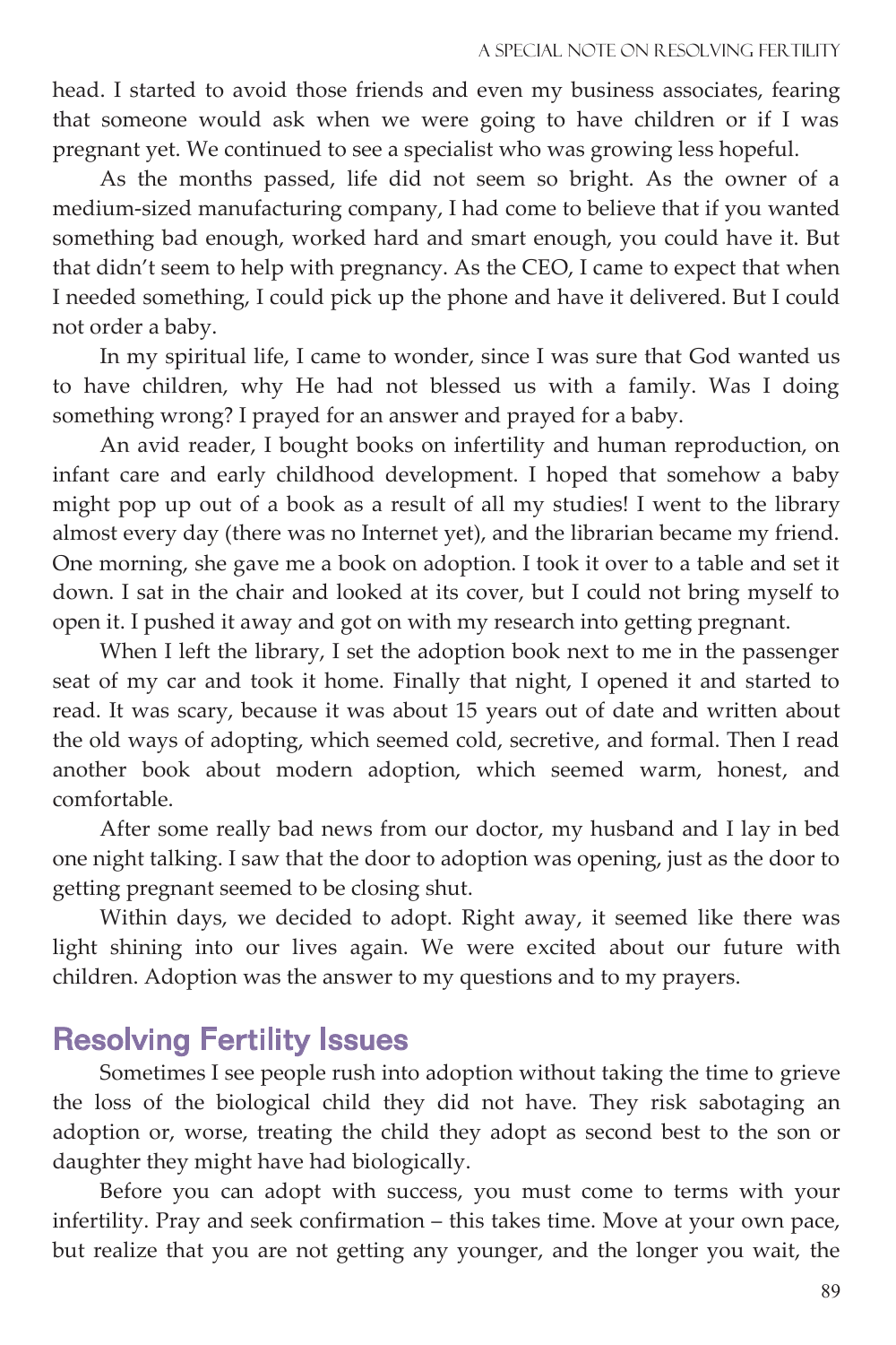head. I started to avoid those friends and even my business associates, fearing that someone would ask when we were going to have children or if I was pregnant yet. We continued to see a specialist who was growing less hopeful.

As the months passed, life did not seem so bright. As the owner of a medium-sized manufacturing company, I had come to believe that if you wanted something bad enough, worked hard and smart enough, you could have it. But that didn't seem to help with pregnancy. As the CEO, I came to expect that when I needed something, I could pick up the phone and have it delivered. But I could not order a baby.

In my spiritual life, I came to wonder, since I was sure that God wanted us to have children, why He had not blessed us with a family. Was I doing something wrong? I prayed for an answer and prayed for a baby.

An avid reader, I bought books on infertility and human reproduction, on infant care and early childhood development. I hoped that somehow a baby might pop up out of a book as a result of all my studies! I went to the library almost every day (there was no Internet yet), and the librarian became my friend. One morning, she gave me a book on adoption. I took it over to a table and set it down. I sat in the chair and looked at its cover, but I could not bring myself to open it. I pushed it away and got on with my research into getting pregnant.

When I left the library, I set the adoption book next to me in the passenger seat of my car and took it home. Finally that night, I opened it and started to read. It was scary, because it was about 15 years out of date and written about the old ways of adopting, which seemed cold, secretive, and formal. Then I read another book about modern adoption, which seemed warm, honest, and comfortable.

After some really bad news from our doctor, my husband and I lay in bed one night talking. I saw that the door to adoption was opening, just as the door to getting pregnant seemed to be closing shut.

Within days, we decided to adopt. Right away, it seemed like there was light shining into our lives again. We were excited about our future with children. Adoption was the answer to my questions and to my prayers.

## Resolving Fertility Issues

Sometimes I see people rush into adoption without taking the time to grieve the loss of the biological child they did not have. They risk sabotaging an adoption or, worse, treating the child they adopt as second best to the son or daughter they might have had biologically.

Before you can adopt with success, you must come to terms with your infertility. Pray and seek confirmation – this takes time. Move at your own pace, but realize that you are not getting any younger, and the longer you wait, the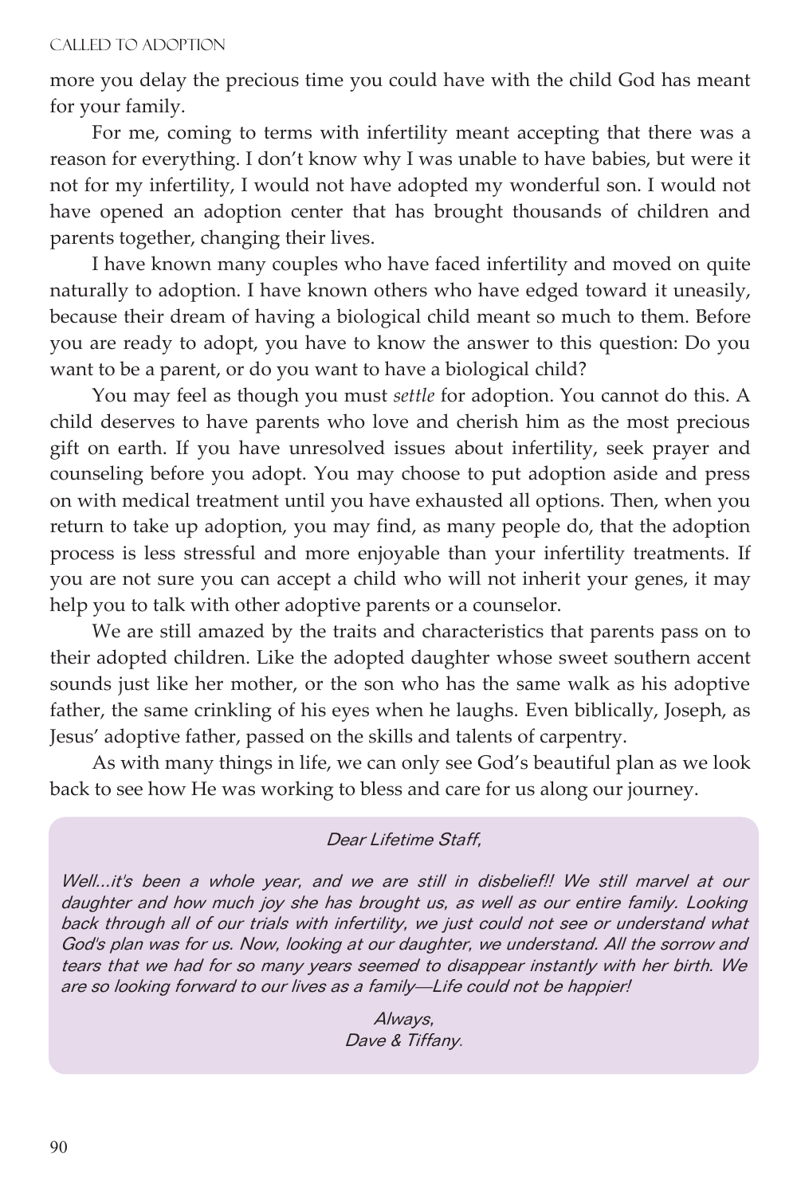more you delay the precious time you could have with the child God has meant for your family.

For me, coming to terms with infertility meant accepting that there was a reason for everything. I don't know why I was unable to have babies, but were it not for my infertility, I would not have adopted my wonderful son. I would not have opened an adoption center that has brought thousands of children and parents together, changing their lives.

I have known many couples who have faced infertility and moved on quite naturally to adoption. I have known others who have edged toward it uneasily, because their dream of having a biological child meant so much to them. Before you are ready to adopt, you have to know the answer to this question: Do you want to be a parent, or do you want to have a biological child?

You may feel as though you must *settle* for adoption. You cannot do this. A child deserves to have parents who love and cherish him as the most precious gift on earth. If you have unresolved issues about infertility, seek prayer and counseling before you adopt. You may choose to put adoption aside and press on with medical treatment until you have exhausted all options. Then, when you return to take up adoption, you may find, as many people do, that the adoption process is less stressful and more enjoyable than your infertility treatments. If you are not sure you can accept a child who will not inherit your genes, it may help you to talk with other adoptive parents or a counselor.

We are still amazed by the traits and characteristics that parents pass on to their adopted children. Like the adopted daughter whose sweet southern accent sounds just like her mother, or the son who has the same walk as his adoptive father, the same crinkling of his eyes when he laughs. Even biblically, Joseph, as Jesus' adoptive father, passed on the skills and talents of carpentry.

As with many things in life, we can only see God's beautiful plan as we look back to see how He was working to bless and care for us along our journey.

*Dear Lifetime Staff,*

*Well...it's been a whole year, and we are still in disbelief!! We still marvel at our daughter and how much joy she has brought us, as well as our entire family. Looking back through all of our trials with infertility, we just could not see or understand what God's plan was for us. Now, looking at our daughter, we understand. All the sorrow and tears that we had for so many years seemed to disappear instantly with her birth. We are so looking forward to our lives as a family—Life could not be happier!*

*Always,*
*Dave & Tiffany.*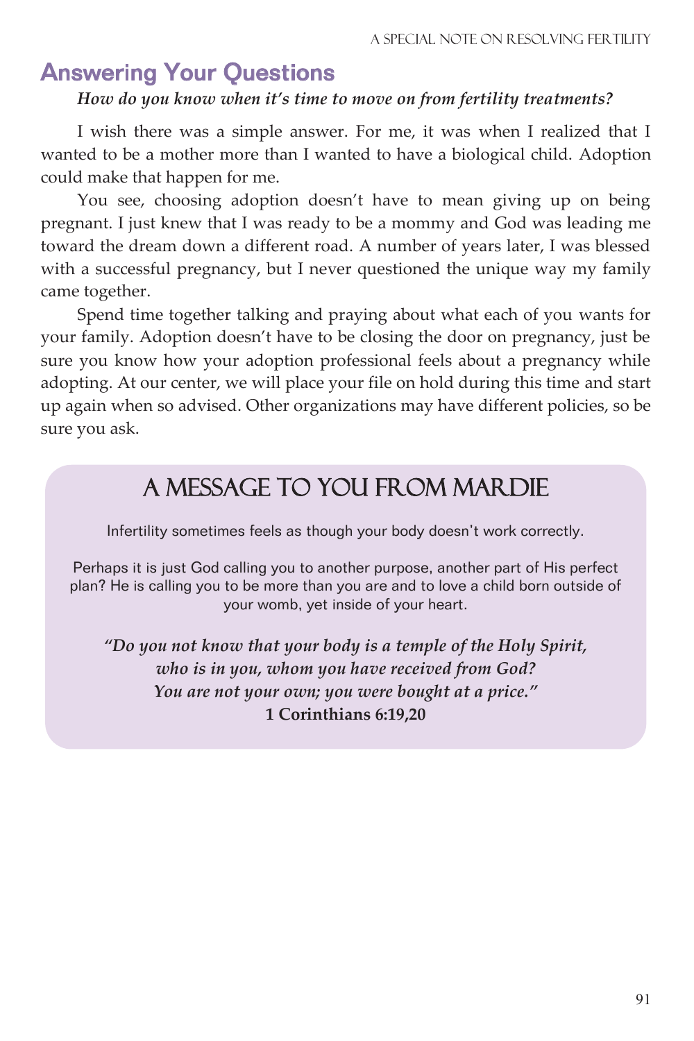## Answering Your Questions

*How do you know when it's time to move on from fertility treatments?*

I wish there was a simple answer. For me, it was when I realized that I wanted to be a mother more than I wanted to have a biological child. Adoption could make that happen for me.

You see, choosing adoption doesn't have to mean giving up on being pregnant. I just knew that I was ready to be a mommy and God was leading me toward the dream down a different road. A number of years later, I was blessed with a successful pregnancy, but I never questioned the unique way my family came together.

Spend time together talking and praying about what each of you wants for your family. Adoption doesn't have to be closing the door on pregnancy, just be sure you know how your adoption professional feels about a pregnancy while adopting. At our center, we will place your file on hold during this time and start up again when so advised. Other organizations may have different policies, so be sure you ask.

## A Message to You from Mardie

Infertility sometimes feels as though your body doesn't work correctly.

Perhaps it is just God calling you to another purpose, another part of His perfect plan? He is calling you to be more than you are and to love a child born outside of your womb, yet inside of your heart.

***"Do you not know that your body is a temple of the Holy Spirit, who is in you, whom you have received from God? You are not your own; you were bought at a price."***
**1 Corinthians 6:19,20**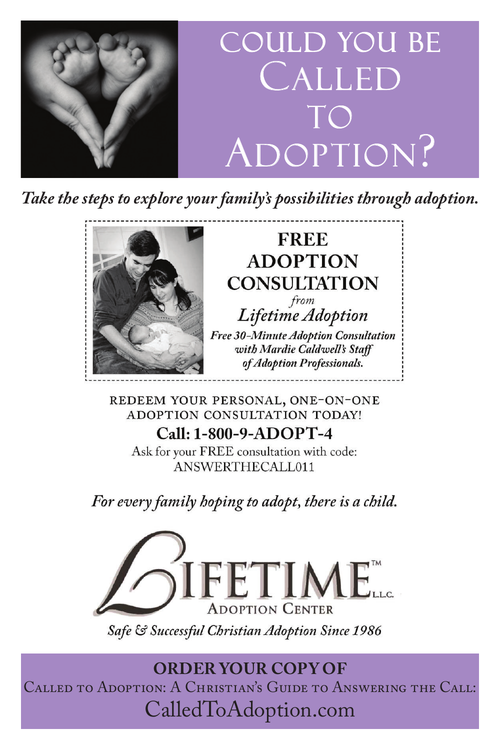# Could You Be Called to Adoption?

*Take the steps to explore your family's possibilities through adoption.*

## FREE ADOPTION CONSULTATION

*from*

*Lifetime Adoption*

***Free 30-Minute Adoption Consultation with Mardie Caldwell's Staff of Adoption Professionals.***

REDEEM YOUR PERSONAL, ONE-ON-ONE ADOPTION CONSULTATION TODAY!

**Call: 1-800-9-ADOPT-4**

Ask for your FREE consultation with code: ANSWERTHECALL011

*For every family hoping to adopt, there is a child.*

LIFETIME™ L.L.C.
ADOPTION CENTER

*Safe & Successful Christian Adoption Since 1986*

**ORDER YOUR COPY OF**

Called to Adoption: A Christian's Guide to Answering the Call:

CalledToAdoption.com